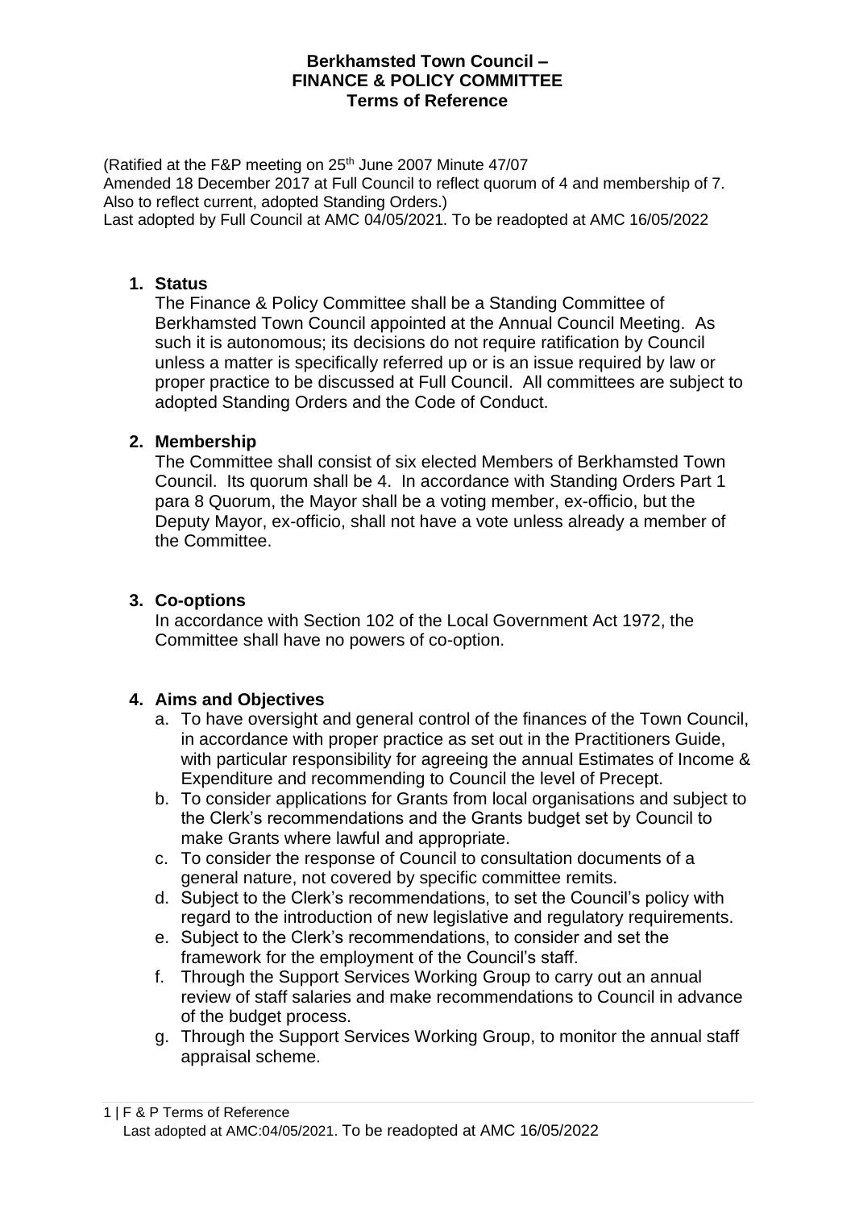# Berkhamsted Town Council – FINANCE & POLICY COMMITTEE Terms of Reference

(Ratified at the F&P meeting on 25th June 2007 Minute 47/07
Amended 18 December 2017 at Full Council to reflect quorum of 4 and membership of 7. Also to reflect current, adopted Standing Orders.)
Last adopted by Full Council at AMC 04/05/2021. To be readopted at AMC 16/05/2022

## 1. Status

The Finance & Policy Committee shall be a Standing Committee of Berkhamsted Town Council appointed at the Annual Council Meeting. As such it is autonomous; its decisions do not require ratification by Council unless a matter is specifically referred up or is an issue required by law or proper practice to be discussed at Full Council. All committees are subject to adopted Standing Orders and the Code of Conduct.

## 2. Membership

The Committee shall consist of six elected Members of Berkhamsted Town Council. Its quorum shall be 4. In accordance with Standing Orders Part 1 para 8 Quorum, the Mayor shall be a voting member, ex-officio, but the Deputy Mayor, ex-officio, shall not have a vote unless already a member of the Committee.

## 3. Co-options

In accordance with Section 102 of the Local Government Act 1972, the Committee shall have no powers of co-option.

## 4. Aims and Objectives

a. To have oversight and general control of the finances of the Town Council, in accordance with proper practice as set out in the Practitioners Guide, with particular responsibility for agreeing the annual Estimates of Income & Expenditure and recommending to Council the level of Precept.

b. To consider applications for Grants from local organisations and subject to the Clerk's recommendations and the Grants budget set by Council to make Grants where lawful and appropriate.

c. To consider the response of Council to consultation documents of a general nature, not covered by specific committee remits.

d. Subject to the Clerk's recommendations, to set the Council's policy with regard to the introduction of new legislative and regulatory requirements.

e. Subject to the Clerk's recommendations, to consider and set the framework for the employment of the Council's staff.

f. Through the Support Services Working Group to carry out an annual review of staff salaries and make recommendations to Council in advance of the budget process.

g. Through the Support Services Working Group, to monitor the annual staff appraisal scheme.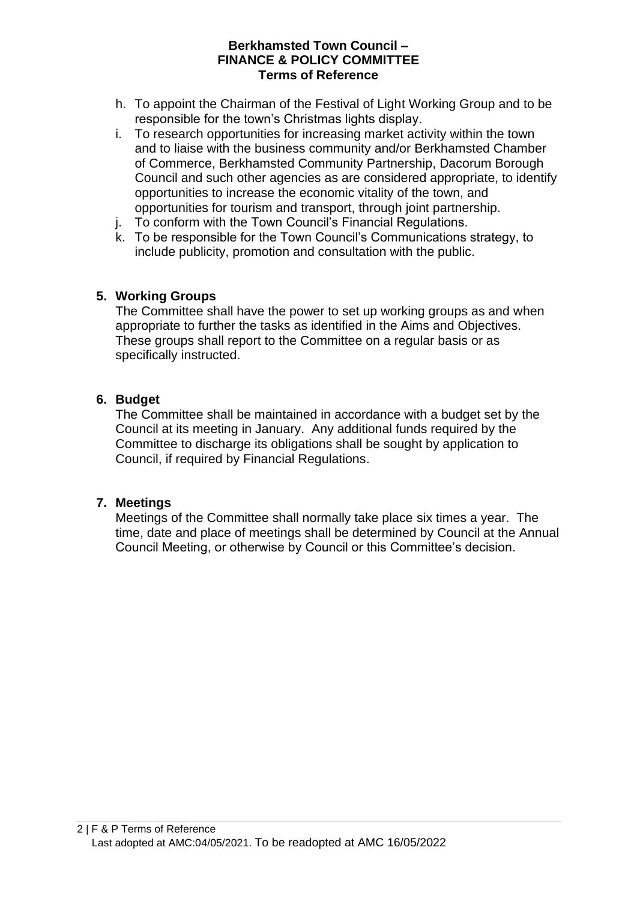h. To appoint the Chairman of the Festival of Light Working Group and to be responsible for the town's Christmas lights display.
i. To research opportunities for increasing market activity within the town and to liaise with the business community and/or Berkhamsted Chamber of Commerce, Berkhamsted Community Partnership, Dacorum Borough Council and such other agencies as are considered appropriate, to identify opportunities to increase the economic vitality of the town, and opportunities for tourism and transport, through joint partnership.
j. To conform with the Town Council's Financial Regulations.
k. To be responsible for the Town Council's Communications strategy, to include publicity, promotion and consultation with the public.

## 5. Working Groups

The Committee shall have the power to set up working groups as and when appropriate to further the tasks as identified in the Aims and Objectives. These groups shall report to the Committee on a regular basis or as specifically instructed.

## 6. Budget

The Committee shall be maintained in accordance with a budget set by the Council at its meeting in January. Any additional funds required by the Committee to discharge its obligations shall be sought by application to Council, if required by Financial Regulations.

## 7. Meetings

Meetings of the Committee shall normally take place six times a year. The time, date and place of meetings shall be determined by Council at the Annual Council Meeting, or otherwise by Council or this Committee's decision.